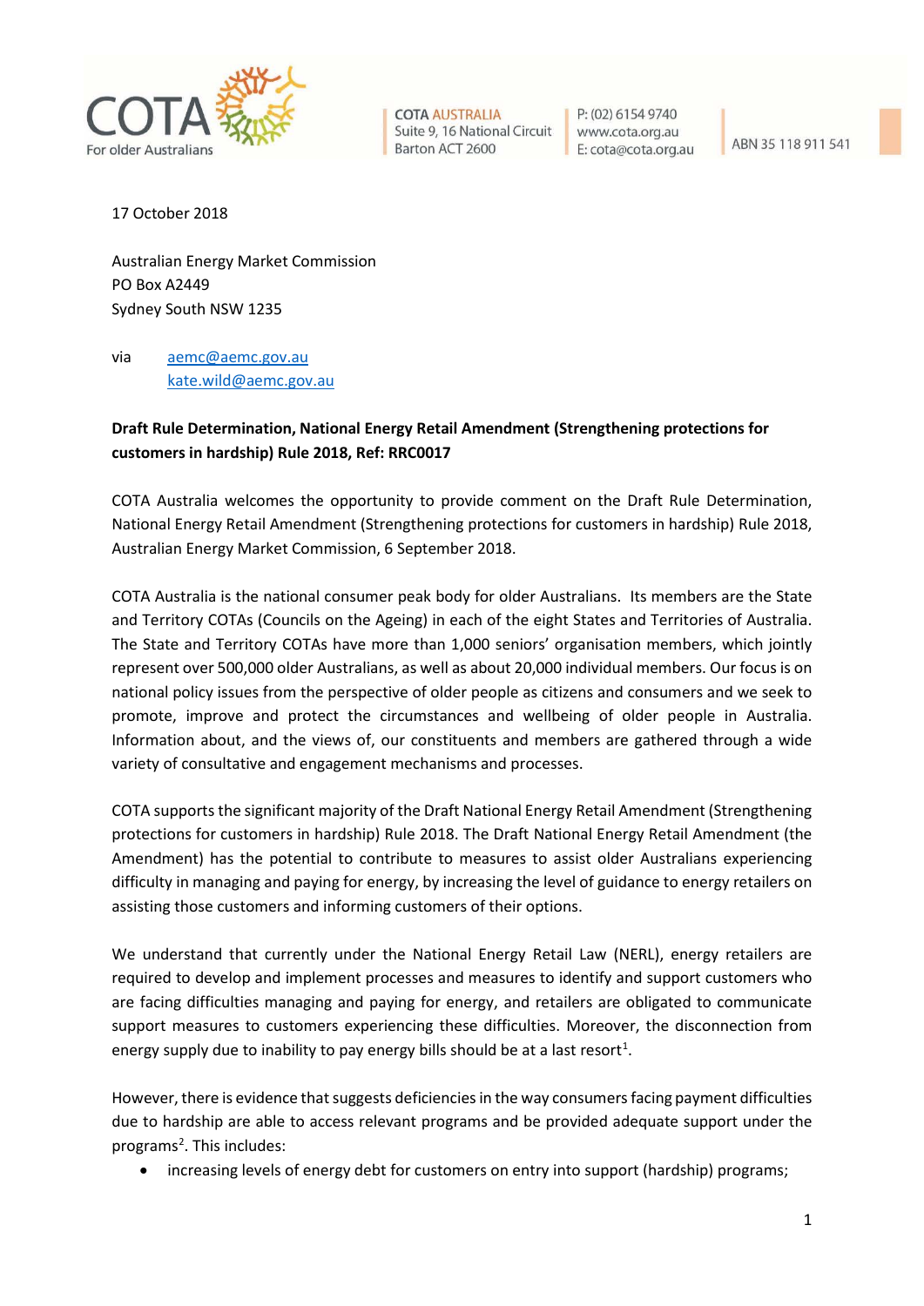COTA For older Australians

COTA AUSTRALIA
Suite 9, 16 National Circuit
Barton ACT 2600

P: (02) 6154 9740
www.cota.org.au
E: cota@cota.org.au

ABN 35 118 911 541

17 October 2018

Australian Energy Market Commission
PO Box A2449
Sydney South NSW 1235

via aemc@aemc.gov.au
kate.wild@aemc.gov.au

**Draft Rule Determination, National Energy Retail Amendment (Strengthening protections for customers in hardship) Rule 2018, Ref: RRC0017**

COTA Australia welcomes the opportunity to provide comment on the Draft Rule Determination, National Energy Retail Amendment (Strengthening protections for customers in hardship) Rule 2018, Australian Energy Market Commission, 6 September 2018.

COTA Australia is the national consumer peak body for older Australians. Its members are the State and Territory COTAs (Councils on the Ageing) in each of the eight States and Territories of Australia. The State and Territory COTAs have more than 1,000 seniors' organisation members, which jointly represent over 500,000 older Australians, as well as about 20,000 individual members. Our focus is on national policy issues from the perspective of older people as citizens and consumers and we seek to promote, improve and protect the circumstances and wellbeing of older people in Australia. Information about, and the views of, our constituents and members are gathered through a wide variety of consultative and engagement mechanisms and processes.

COTA supports the significant majority of the Draft National Energy Retail Amendment (Strengthening protections for customers in hardship) Rule 2018. The Draft National Energy Retail Amendment (the Amendment) has the potential to contribute to measures to assist older Australians experiencing difficulty in managing and paying for energy, by increasing the level of guidance to energy retailers on assisting those customers and informing customers of their options.

We understand that currently under the National Energy Retail Law (NERL), energy retailers are required to develop and implement processes and measures to identify and support customers who are facing difficulties managing and paying for energy, and retailers are obligated to communicate support measures to customers experiencing these difficulties. Moreover, the disconnection from energy supply due to inability to pay energy bills should be at a last resort[1].

However, there is evidence that suggests deficiencies in the way consumers facing payment difficulties due to hardship are able to access relevant programs and be provided adequate support under the programs[2]. This includes:

- increasing levels of energy debt for customers on entry into support (hardship) programs;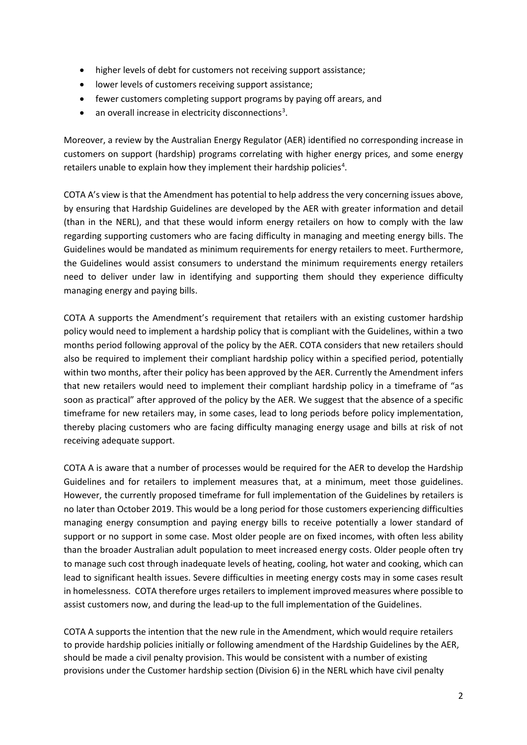- higher levels of debt for customers not receiving support assistance;
- lower levels of customers receiving support assistance;
- fewer customers completing support programs by paying off arears, and
- an overall increase in electricity disconnections[3].

Moreover, a review by the Australian Energy Regulator (AER) identified no corresponding increase in customers on support (hardship) programs correlating with higher energy prices, and some energy retailers unable to explain how they implement their hardship policies[4].

COTA A's view is that the Amendment has potential to help address the very concerning issues above, by ensuring that Hardship Guidelines are developed by the AER with greater information and detail (than in the NERL), and that these would inform energy retailers on how to comply with the law regarding supporting customers who are facing difficulty in managing and meeting energy bills. The Guidelines would be mandated as minimum requirements for energy retailers to meet. Furthermore, the Guidelines would assist consumers to understand the minimum requirements energy retailers need to deliver under law in identifying and supporting them should they experience difficulty managing energy and paying bills.

COTA A supports the Amendment's requirement that retailers with an existing customer hardship policy would need to implement a hardship policy that is compliant with the Guidelines, within a two months period following approval of the policy by the AER. COTA considers that new retailers should also be required to implement their compliant hardship policy within a specified period, potentially within two months, after their policy has been approved by the AER. Currently the Amendment infers that new retailers would need to implement their compliant hardship policy in a timeframe of "as soon as practical" after approved of the policy by the AER. We suggest that the absence of a specific timeframe for new retailers may, in some cases, lead to long periods before policy implementation, thereby placing customers who are facing difficulty managing energy usage and bills at risk of not receiving adequate support.

COTA A is aware that a number of processes would be required for the AER to develop the Hardship Guidelines and for retailers to implement measures that, at a minimum, meet those guidelines. However, the currently proposed timeframe for full implementation of the Guidelines by retailers is no later than October 2019. This would be a long period for those customers experiencing difficulties managing energy consumption and paying energy bills to receive potentially a lower standard of support or no support in some case. Most older people are on fixed incomes, with often less ability than the broader Australian adult population to meet increased energy costs. Older people often try to manage such cost through inadequate levels of heating, cooling, hot water and cooking, which can lead to significant health issues. Severe difficulties in meeting energy costs may in some cases result in homelessness. COTA therefore urges retailers to implement improved measures where possible to assist customers now, and during the lead-up to the full implementation of the Guidelines.

COTA A supports the intention that the new rule in the Amendment, which would require retailers to provide hardship policies initially or following amendment of the Hardship Guidelines by the AER, should be made a civil penalty provision. This would be consistent with a number of existing provisions under the Customer hardship section (Division 6) in the NERL which have civil penalty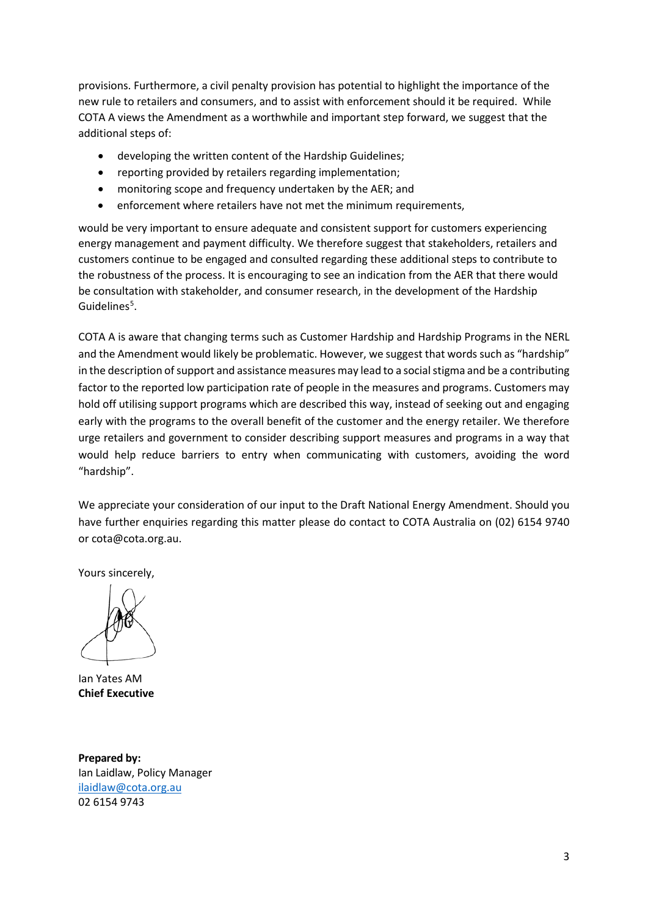provisions. Furthermore, a civil penalty provision has potential to highlight the importance of the new rule to retailers and consumers, and to assist with enforcement should it be required. While COTA A views the Amendment as a worthwhile and important step forward, we suggest that the additional steps of:

- developing the written content of the Hardship Guidelines;
- reporting provided by retailers regarding implementation;
- monitoring scope and frequency undertaken by the AER; and
- enforcement where retailers have not met the minimum requirements,

would be very important to ensure adequate and consistent support for customers experiencing energy management and payment difficulty. We therefore suggest that stakeholders, retailers and customers continue to be engaged and consulted regarding these additional steps to contribute to the robustness of the process. It is encouraging to see an indication from the AER that there would be consultation with stakeholder, and consumer research, in the development of the Hardship Guidelines[5].

COTA A is aware that changing terms such as Customer Hardship and Hardship Programs in the NERL and the Amendment would likely be problematic. However, we suggest that words such as "hardship" in the description of support and assistance measures may lead to a social stigma and be a contributing factor to the reported low participation rate of people in the measures and programs. Customers may hold off utilising support programs which are described this way, instead of seeking out and engaging early with the programs to the overall benefit of the customer and the energy retailer. We therefore urge retailers and government to consider describing support measures and programs in a way that would help reduce barriers to entry when communicating with customers, avoiding the word "hardship".

We appreciate your consideration of our input to the Draft National Energy Amendment. Should you have further enquiries regarding this matter please do contact to COTA Australia on (02) 6154 9740 or cota@cota.org.au.

Yours sincerely,

Ian Yates AM
**Chief Executive**

**Prepared by:**
Ian Laidlaw, Policy Manager
ilaidlaw@cota.org.au
02 6154 9743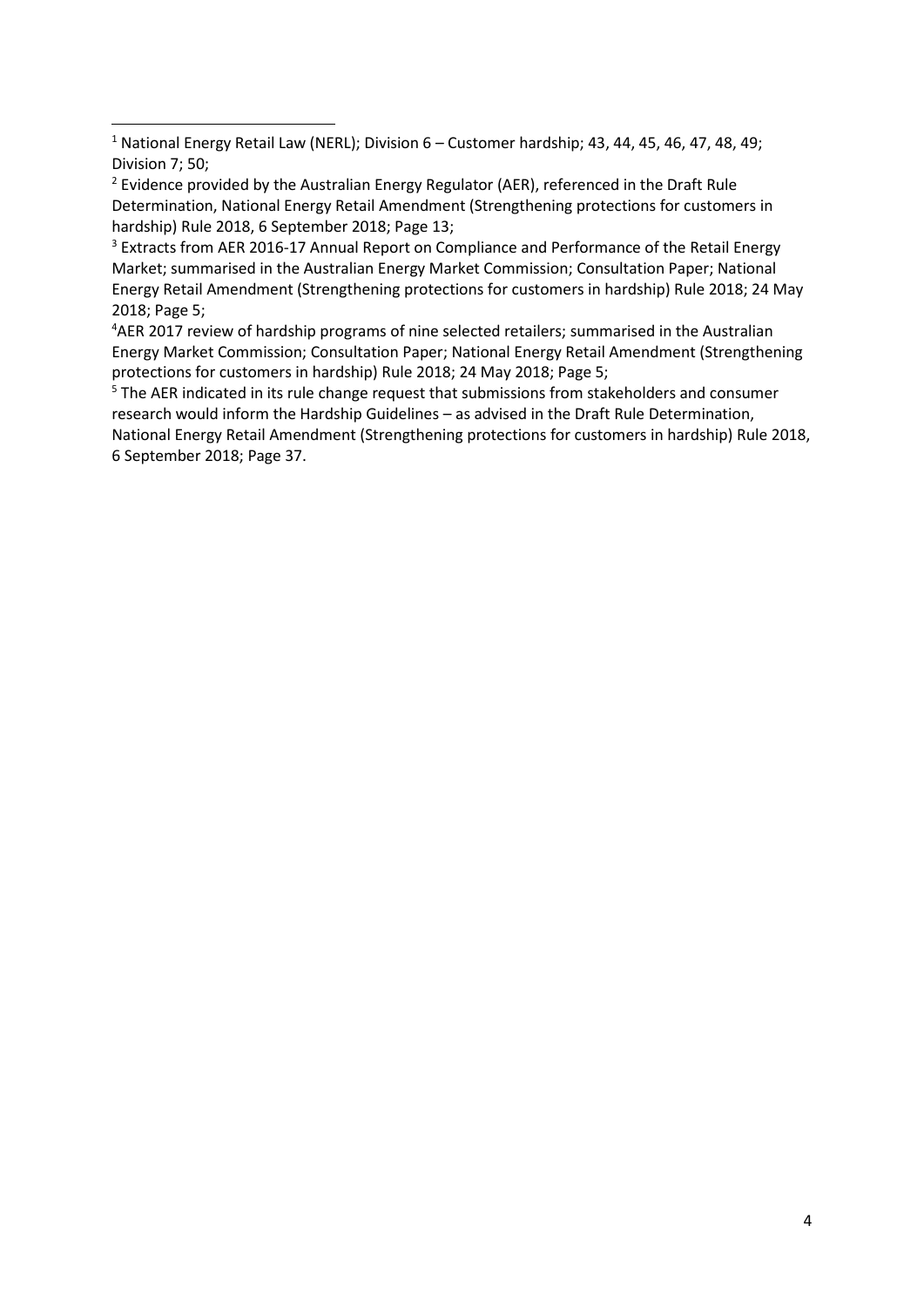[1] National Energy Retail Law (NERL); Division 6 – Customer hardship; 43, 44, 45, 46, 47, 48, 49; Division 7; 50;

[2] Evidence provided by the Australian Energy Regulator (AER), referenced in the Draft Rule Determination, National Energy Retail Amendment (Strengthening protections for customers in hardship) Rule 2018, 6 September 2018; Page 13;

[3] Extracts from AER 2016-17 Annual Report on Compliance and Performance of the Retail Energy Market; summarised in the Australian Energy Market Commission; Consultation Paper; National Energy Retail Amendment (Strengthening protections for customers in hardship) Rule 2018; 24 May 2018; Page 5;

[4]AER 2017 review of hardship programs of nine selected retailers; summarised in the Australian Energy Market Commission; Consultation Paper; National Energy Retail Amendment (Strengthening protections for customers in hardship) Rule 2018; 24 May 2018; Page 5;

[5] The AER indicated in its rule change request that submissions from stakeholders and consumer research would inform the Hardship Guidelines – as advised in the Draft Rule Determination, National Energy Retail Amendment (Strengthening protections for customers in hardship) Rule 2018, 6 September 2018; Page 37.